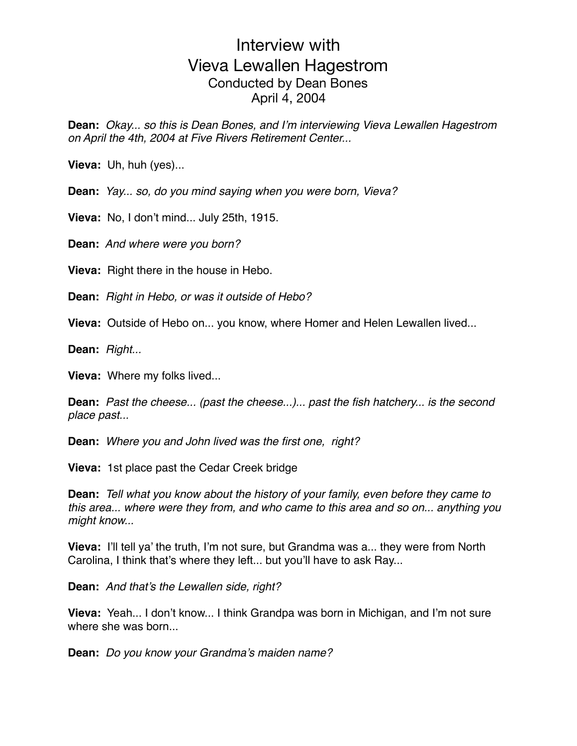# Interview with Vieva Lewallen Hagestrom

Conducted by Dean Bones
April 4, 2004

**Dean:** *Okay... so this is Dean Bones, and I'm interviewing Vieva Lewallen Hagestrom on April the 4th, 2004 at Five Rivers Retirement Center...*

**Vieva:** Uh, huh (yes)...

**Dean:** *Yay... so, do you mind saying when you were born, Vieva?*

**Vieva:** No, I don't mind... July 25th, 1915.

**Dean:** *And where were you born?*

**Vieva:** Right there in the house in Hebo.

**Dean:** *Right in Hebo, or was it outside of Hebo?*

**Vieva:** Outside of Hebo on... you know, where Homer and Helen Lewallen lived...

**Dean:** *Right...*

**Vieva:** Where my folks lived...

**Dean:** *Past the cheese... (past the cheese...)... past the fish hatchery... is the second place past...*

**Dean:** *Where you and John lived was the first one, right?*

**Vieva:** 1st place past the Cedar Creek bridge

**Dean:** *Tell what you know about the history of your family, even before they came to this area... where were they from, and who came to this area and so on... anything you might know...*

**Vieva:** I'll tell ya' the truth, I'm not sure, but Grandma was a... they were from North Carolina, I think that's where they left... but you'll have to ask Ray...

**Dean:** *And that's the Lewallen side, right?*

**Vieva:** Yeah... I don't know... I think Grandpa was born in Michigan, and I'm not sure where she was born...

**Dean:** *Do you know your Grandma's maiden name?*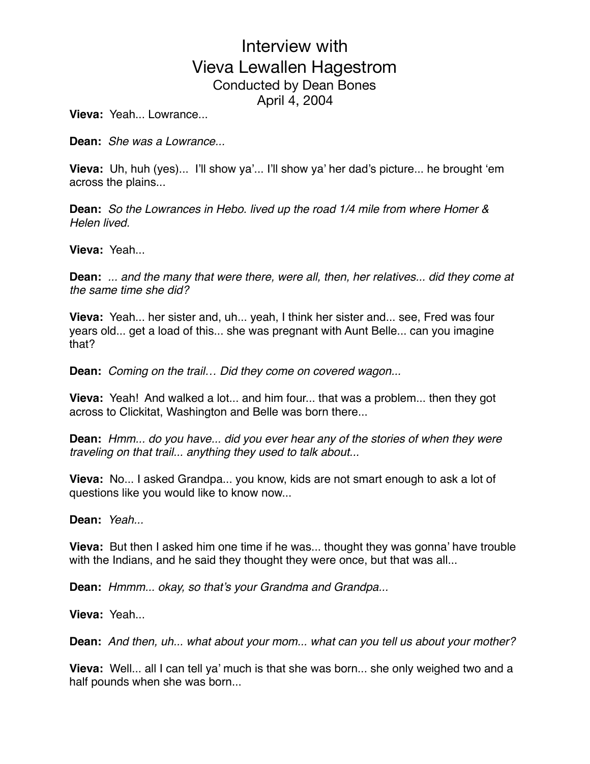# Interview with Vieva Lewallen Hagestrom

Conducted by Dean Bones

April 4, 2004

**Vieva:** Yeah... Lowrance...

**Dean:** *She was a Lowrance...*

**Vieva:** Uh, huh (yes)... I'll show ya'... I'll show ya' her dad's picture... he brought 'em across the plains...

**Dean:** *So the Lowrances in Hebo. lived up the road 1/4 mile from where Homer & Helen lived.*

**Vieva:** Yeah...

**Dean:** *... and the many that were there, were all, then, her relatives... did they come at the same time she did?*

**Vieva:** Yeah... her sister and, uh... yeah, I think her sister and... see, Fred was four years old... get a load of this... she was pregnant with Aunt Belle... can you imagine that?

**Dean:** *Coming on the trail… Did they come on covered wagon...*

**Vieva:** Yeah! And walked a lot... and him four... that was a problem... then they got across to Clickitat, Washington and Belle was born there...

**Dean:** *Hmm... do you have... did you ever hear any of the stories of when they were traveling on that trail... anything they used to talk about...*

**Vieva:** No... I asked Grandpa... you know, kids are not smart enough to ask a lot of questions like you would like to know now...

**Dean:** *Yeah...*

**Vieva:** But then I asked him one time if he was... thought they was gonna' have trouble with the Indians, and he said they thought they were once, but that was all...

**Dean:** *Hmmm... okay, so that's your Grandma and Grandpa...*

**Vieva:** Yeah...

**Dean:** *And then, uh... what about your mom... what can you tell us about your mother?*

**Vieva:** Well... all I can tell ya' much is that she was born... she only weighed two and a half pounds when she was born...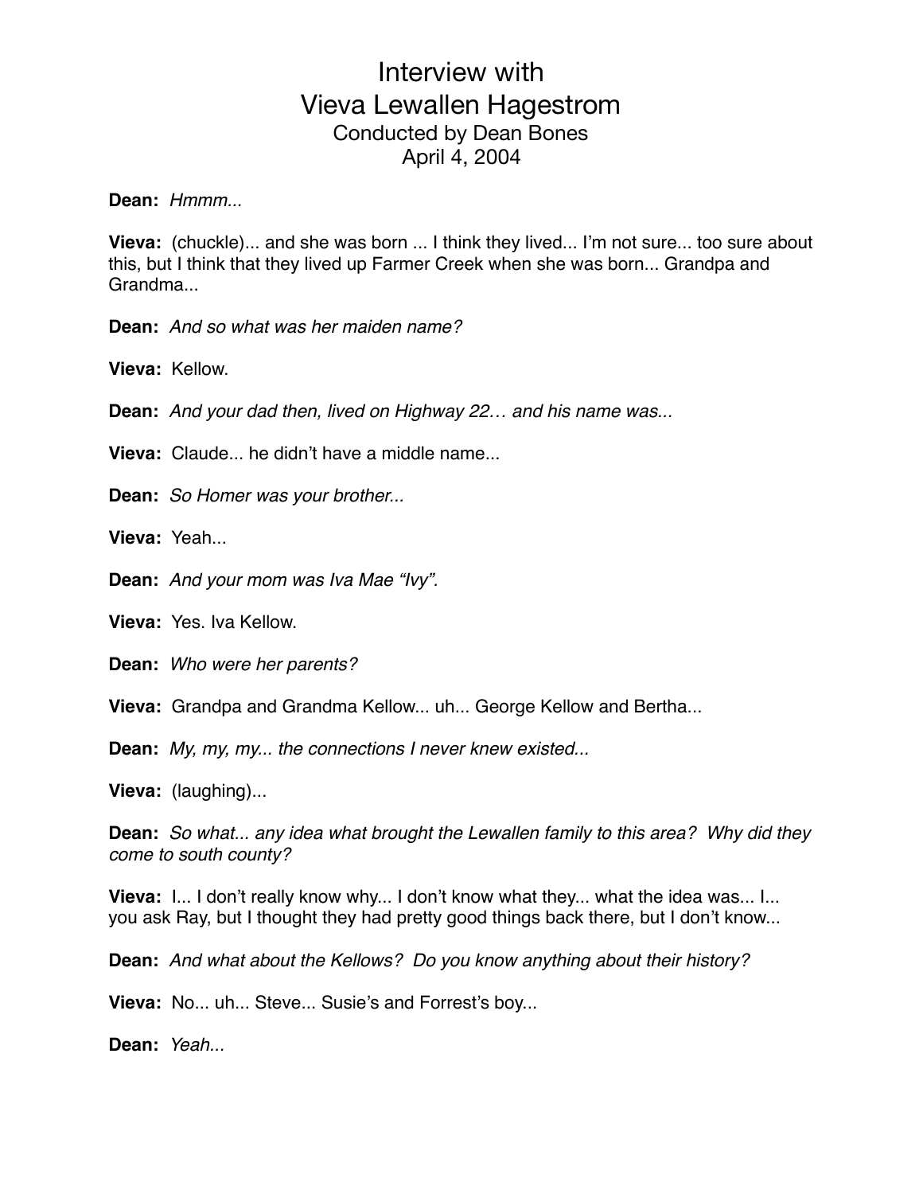# Interview with
# Vieva Lewallen Hagestrom

Conducted by Dean Bones
April 4, 2004

**Dean:** *Hmmm...*

**Vieva:** (chuckle)... and she was born ... I think they lived... I'm not sure... too sure about this, but I think that they lived up Farmer Creek when she was born... Grandpa and Grandma...

**Dean:** *And so what was her maiden name?*

**Vieva:** Kellow.

**Dean:** *And your dad then, lived on Highway 22… and his name was...*

**Vieva:** Claude... he didn't have a middle name...

**Dean:** *So Homer was your brother...*

**Vieva:** Yeah...

**Dean:** *And your mom was Iva Mae "Ivy".*

**Vieva:** Yes. Iva Kellow.

**Dean:** *Who were her parents?*

**Vieva:** Grandpa and Grandma Kellow... uh... George Kellow and Bertha...

**Dean:** *My, my, my... the connections I never knew existed...*

**Vieva:** (laughing)...

**Dean:** *So what... any idea what brought the Lewallen family to this area? Why did they come to south county?*

**Vieva:** I... I don't really know why... I don't know what they... what the idea was... I... you ask Ray, but I thought they had pretty good things back there, but I don't know...

**Dean:** *And what about the Kellows? Do you know anything about their history?*

**Vieva:** No... uh... Steve... Susie's and Forrest's boy...

**Dean:** *Yeah...*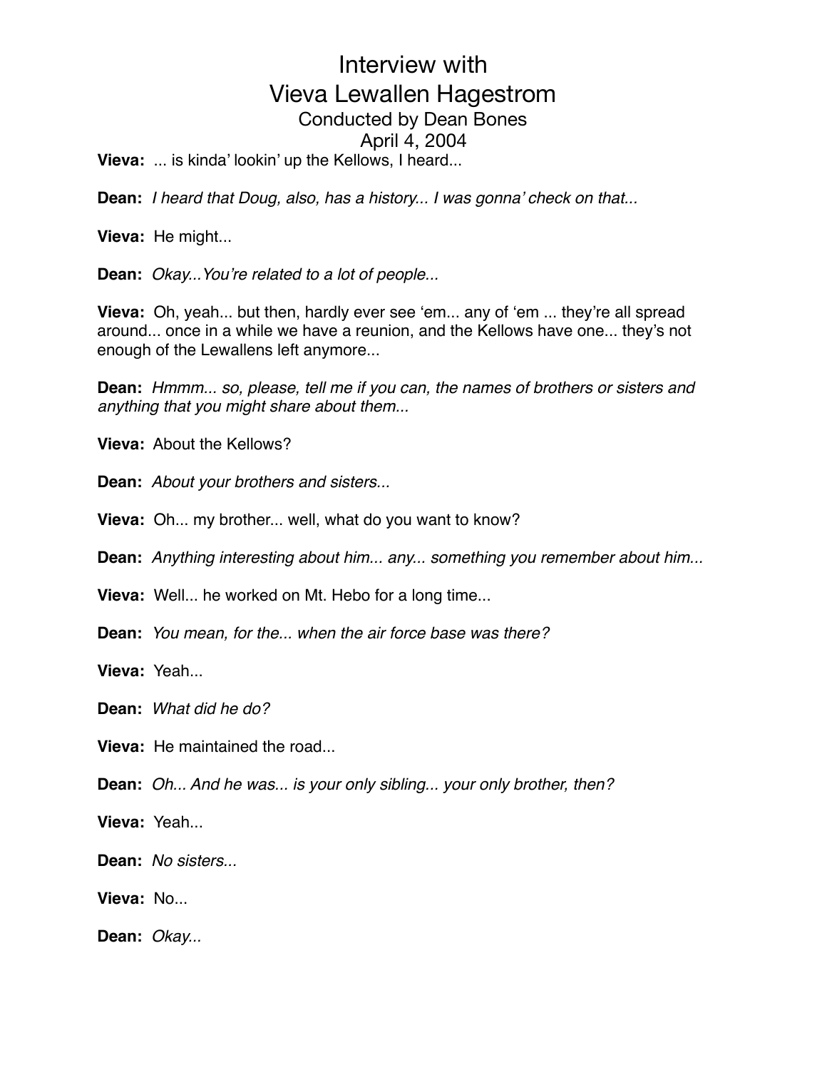# Interview with Vieva Lewallen Hagestrom

Conducted by Dean Bones

April 4, 2004

**Vieva:** ... is kinda' lookin' up the Kellows, I heard...

**Dean:** *I heard that Doug, also, has a history... I was gonna' check on that...*

**Vieva:** He might...

**Dean:** *Okay...You're related to a lot of people...*

**Vieva:** Oh, yeah... but then, hardly ever see 'em... any of 'em ... they're all spread around... once in a while we have a reunion, and the Kellows have one... they's not enough of the Lewallens left anymore...

**Dean:** *Hmmm... so, please, tell me if you can, the names of brothers or sisters and anything that you might share about them...*

**Vieva:** About the Kellows?

**Dean:** *About your brothers and sisters...*

**Vieva:** Oh... my brother... well, what do you want to know?

**Dean:** *Anything interesting about him... any... something you remember about him...*

**Vieva:** Well... he worked on Mt. Hebo for a long time...

**Dean:** *You mean, for the... when the air force base was there?*

**Vieva:** Yeah...

**Dean:** *What did he do?*

**Vieva:** He maintained the road...

**Dean:** *Oh... And he was... is your only sibling... your only brother, then?*

**Vieva:** Yeah...

**Dean:** *No sisters...*

**Vieva:** No...

**Dean:** *Okay...*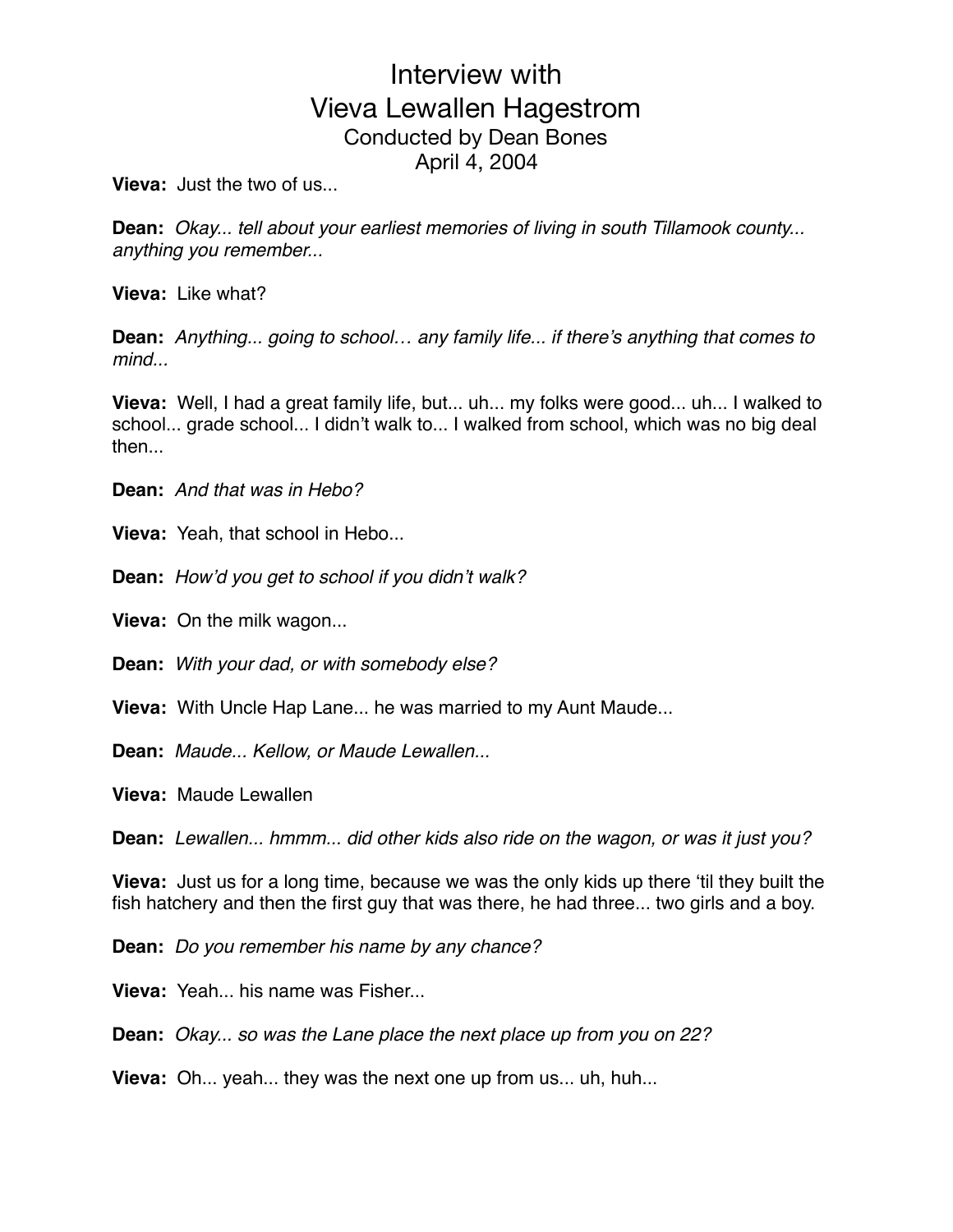# Interview with Vieva Lewallen Hagestrom

Conducted by Dean Bones

April 4, 2004

**Vieva:** Just the two of us...

**Dean:** *Okay... tell about your earliest memories of living in south Tillamook county... anything you remember...*

**Vieva:** Like what?

**Dean:** *Anything... going to school… any family life... if there's anything that comes to mind...*

**Vieva:** Well, I had a great family life, but... uh... my folks were good... uh... I walked to school... grade school... I didn't walk to... I walked from school, which was no big deal then...

**Dean:** *And that was in Hebo?*

**Vieva:** Yeah, that school in Hebo...

**Dean:** *How'd you get to school if you didn't walk?*

**Vieva:** On the milk wagon...

**Dean:** *With your dad, or with somebody else?*

**Vieva:** With Uncle Hap Lane... he was married to my Aunt Maude...

**Dean:** *Maude... Kellow, or Maude Lewallen...*

**Vieva:** Maude Lewallen

**Dean:** *Lewallen... hmmm... did other kids also ride on the wagon, or was it just you?*

**Vieva:** Just us for a long time, because we was the only kids up there 'til they built the fish hatchery and then the first guy that was there, he had three... two girls and a boy.

**Dean:** *Do you remember his name by any chance?*

**Vieva:** Yeah... his name was Fisher...

**Dean:** *Okay... so was the Lane place the next place up from you on 22?*

**Vieva:** Oh... yeah... they was the next one up from us... uh, huh...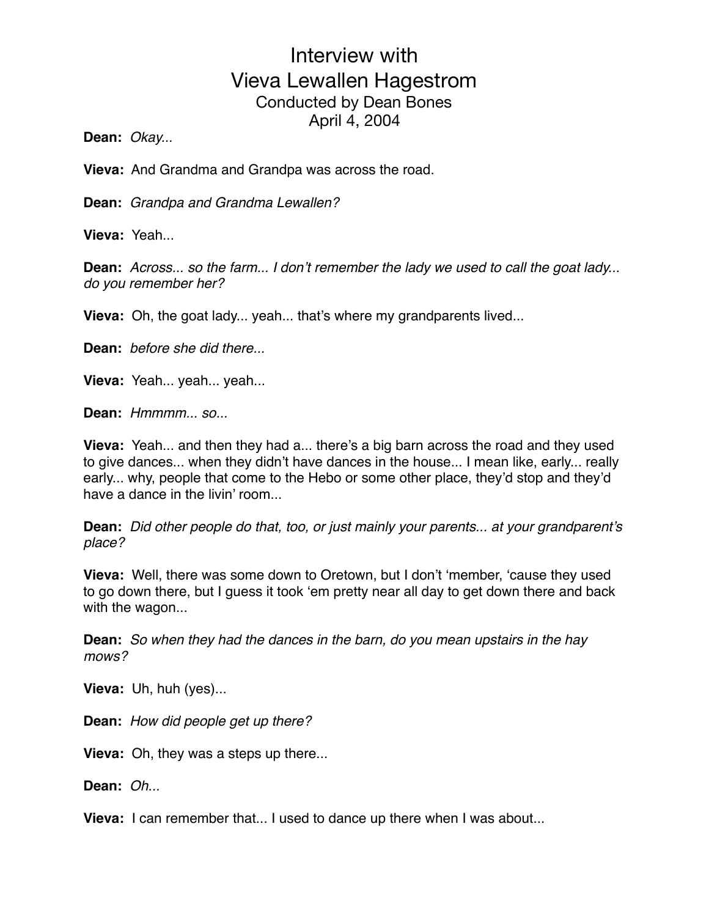# Interview with Vieva Lewallen Hagestrom

Conducted by Dean Bones
April 4, 2004

**Dean:** *Okay...*

**Vieva:** And Grandma and Grandpa was across the road.

**Dean:** *Grandpa and Grandma Lewallen?*

**Vieva:** Yeah...

**Dean:** *Across... so the farm... I don't remember the lady we used to call the goat lady... do you remember her?*

**Vieva:** Oh, the goat lady... yeah... that's where my grandparents lived...

**Dean:** *before she did there...*

**Vieva:** Yeah... yeah... yeah...

**Dean:** *Hmmmm... so...*

**Vieva:** Yeah... and then they had a... there's a big barn across the road and they used to give dances... when they didn't have dances in the house... I mean like, early... really early... why, people that come to the Hebo or some other place, they'd stop and they'd have a dance in the livin' room...

**Dean:** *Did other people do that, too, or just mainly your parents... at your grandparent's place?*

**Vieva:** Well, there was some down to Oretown, but I don't 'member, 'cause they used to go down there, but I guess it took 'em pretty near all day to get down there and back with the wagon...

**Dean:** *So when they had the dances in the barn, do you mean upstairs in the hay mows?*

**Vieva:** Uh, huh (yes)...

**Dean:** *How did people get up there?*

**Vieva:** Oh, they was a steps up there...

**Dean:** *Oh...*

**Vieva:** I can remember that... I used to dance up there when I was about...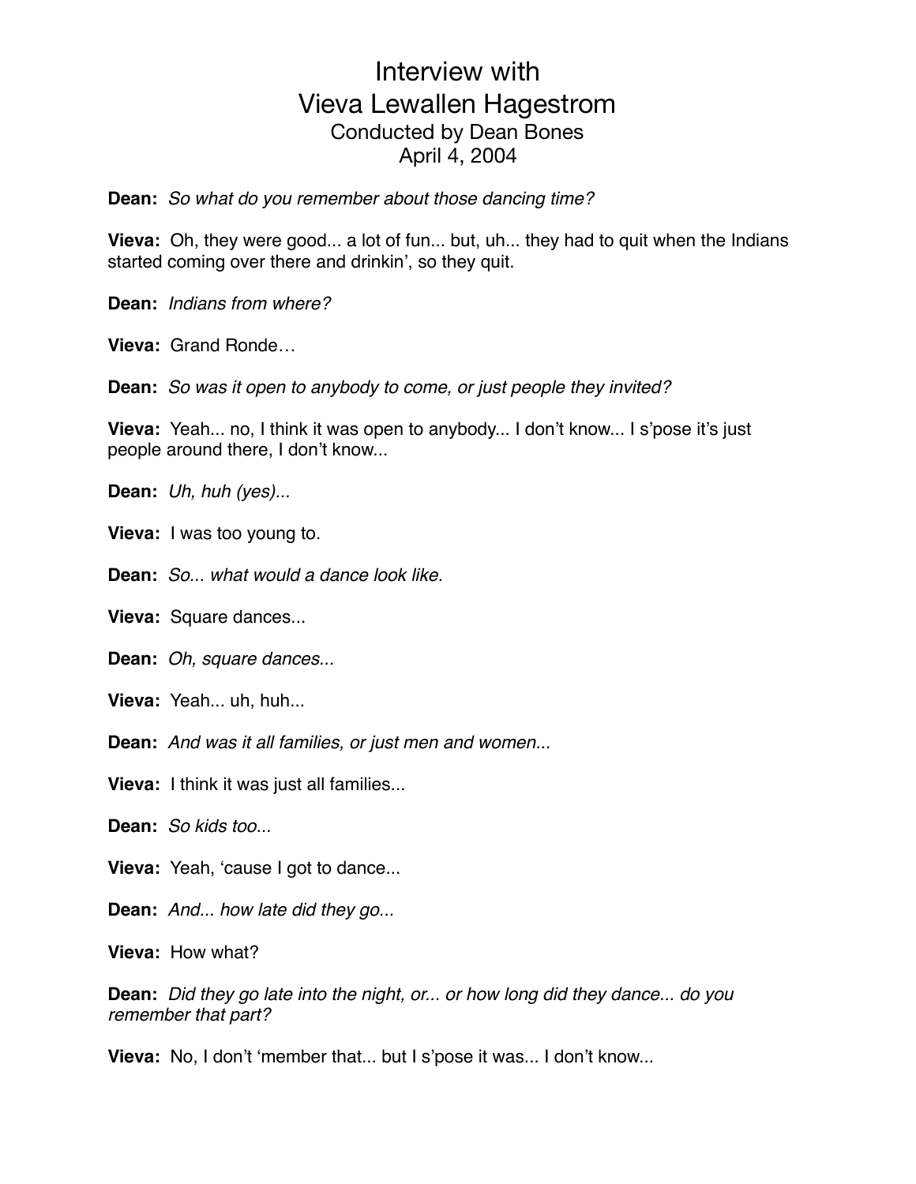# Interview with Vieva Lewallen Hagestrom

Conducted by Dean Bones
April 4, 2004

**Dean:** *So what do you remember about those dancing time?*

**Vieva:** Oh, they were good... a lot of fun... but, uh... they had to quit when the Indians started coming over there and drinkin', so they quit.

**Dean:** *Indians from where?*

**Vieva:** Grand Ronde…

**Dean:** *So was it open to anybody to come, or just people they invited?*

**Vieva:** Yeah... no, I think it was open to anybody... I don't know... I s'pose it's just people around there, I don't know...

**Dean:** *Uh, huh (yes)...*

**Vieva:** I was too young to.

**Dean:** *So... what would a dance look like.*

**Vieva:** Square dances...

**Dean:** *Oh, square dances...*

**Vieva:** Yeah... uh, huh...

**Dean:** *And was it all families, or just men and women...*

**Vieva:** I think it was just all families...

**Dean:** *So kids too...*

**Vieva:** Yeah, 'cause I got to dance...

**Dean:** *And... how late did they go...*

**Vieva:** How what?

**Dean:** *Did they go late into the night, or... or how long did they dance... do you remember that part?*

**Vieva:** No, I don't 'member that... but I s'pose it was... I don't know...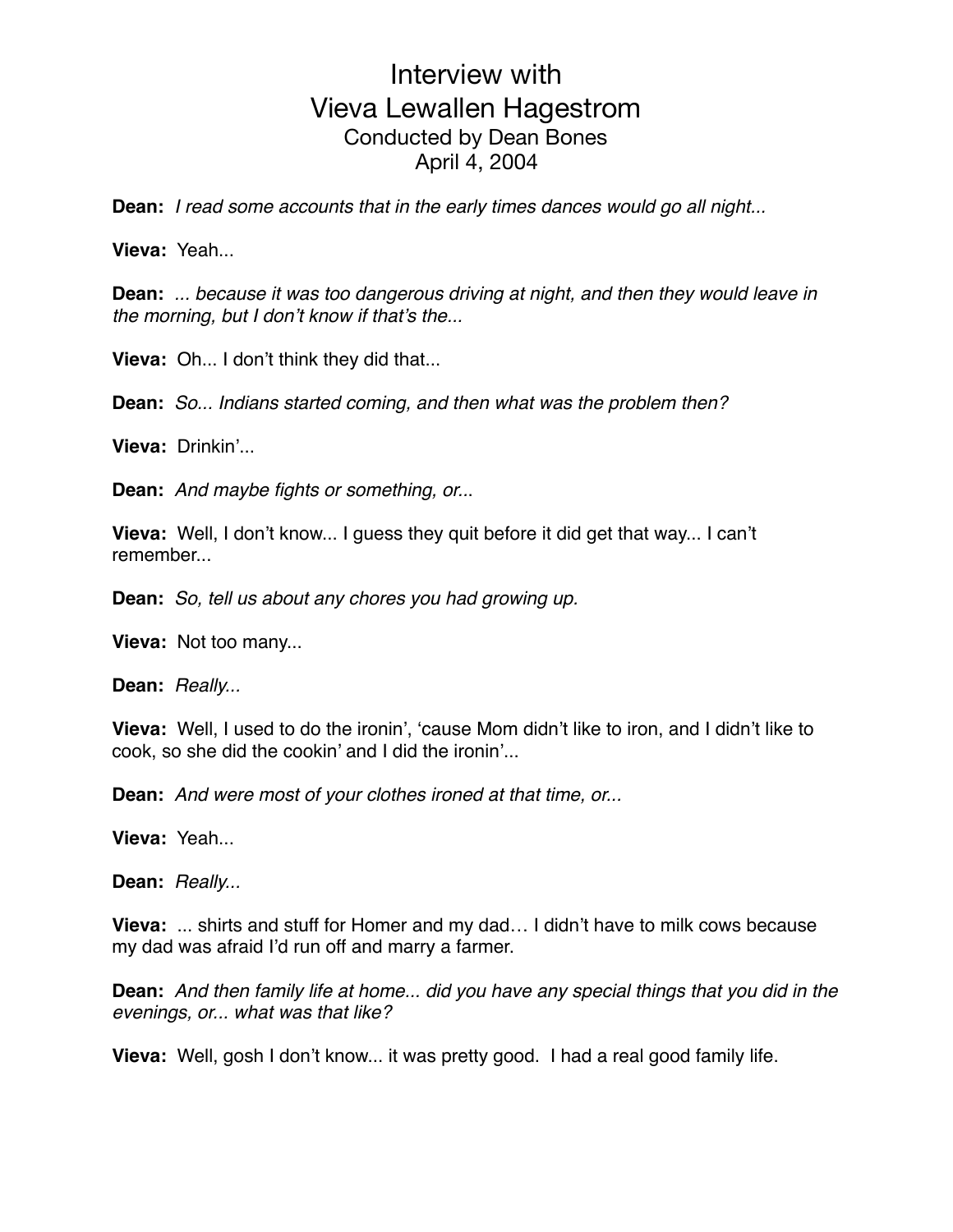# Interview with Vieva Lewallen Hagestrom

Conducted by Dean Bones
April 4, 2004

**Dean:** *I read some accounts that in the early times dances would go all night...*

**Vieva:** Yeah...

**Dean:** *... because it was too dangerous driving at night, and then they would leave in the morning, but I don't know if that's the...*

**Vieva:** Oh... I don't think they did that...

**Dean:** *So... Indians started coming, and then what was the problem then?*

**Vieva:** Drinkin'...

**Dean:** *And maybe fights or something, or...*

**Vieva:** Well, I don't know... I guess they quit before it did get that way... I can't remember...

**Dean:** *So, tell us about any chores you had growing up.*

**Vieva:** Not too many...

**Dean:** *Really...*

**Vieva:** Well, I used to do the ironin', 'cause Mom didn't like to iron, and I didn't like to cook, so she did the cookin' and I did the ironin'...

**Dean:** *And were most of your clothes ironed at that time, or...*

**Vieva:** Yeah...

**Dean:** *Really...*

**Vieva:** ... shirts and stuff for Homer and my dad… I didn't have to milk cows because my dad was afraid I'd run off and marry a farmer.

**Dean:** *And then family life at home... did you have any special things that you did in the evenings, or... what was that like?*

**Vieva:** Well, gosh I don't know... it was pretty good. I had a real good family life.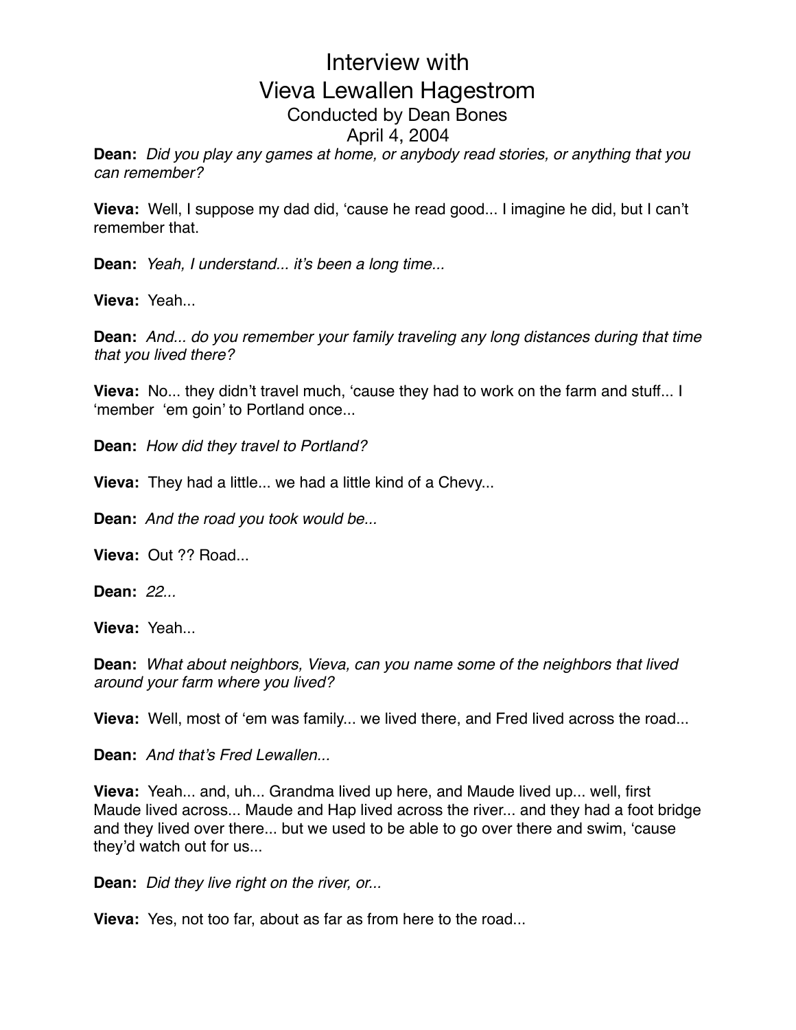# Interview with Vieva Lewallen Hagestrom

## Conducted by Dean Bones

## April 4, 2004

**Dean:** *Did you play any games at home, or anybody read stories, or anything that you can remember?*

**Vieva:** Well, I suppose my dad did, 'cause he read good... I imagine he did, but I can't remember that.

**Dean:** *Yeah, I understand... it's been a long time...*

**Vieva:** Yeah...

**Dean:** *And... do you remember your family traveling any long distances during that time that you lived there?*

**Vieva:** No... they didn't travel much, 'cause they had to work on the farm and stuff... I 'member 'em goin' to Portland once...

**Dean:** *How did they travel to Portland?*

**Vieva:** They had a little... we had a little kind of a Chevy...

**Dean:** *And the road you took would be...*

**Vieva:** Out ?? Road...

**Dean:** *22...*

**Vieva:** Yeah...

**Dean:** *What about neighbors, Vieva, can you name some of the neighbors that lived around your farm where you lived?*

**Vieva:** Well, most of 'em was family... we lived there, and Fred lived across the road...

**Dean:** *And that's Fred Lewallen...*

**Vieva:** Yeah... and, uh... Grandma lived up here, and Maude lived up... well, first Maude lived across... Maude and Hap lived across the river... and they had a foot bridge and they lived over there... but we used to be able to go over there and swim, 'cause they'd watch out for us...

**Dean:** *Did they live right on the river, or...*

**Vieva:** Yes, not too far, about as far as from here to the road...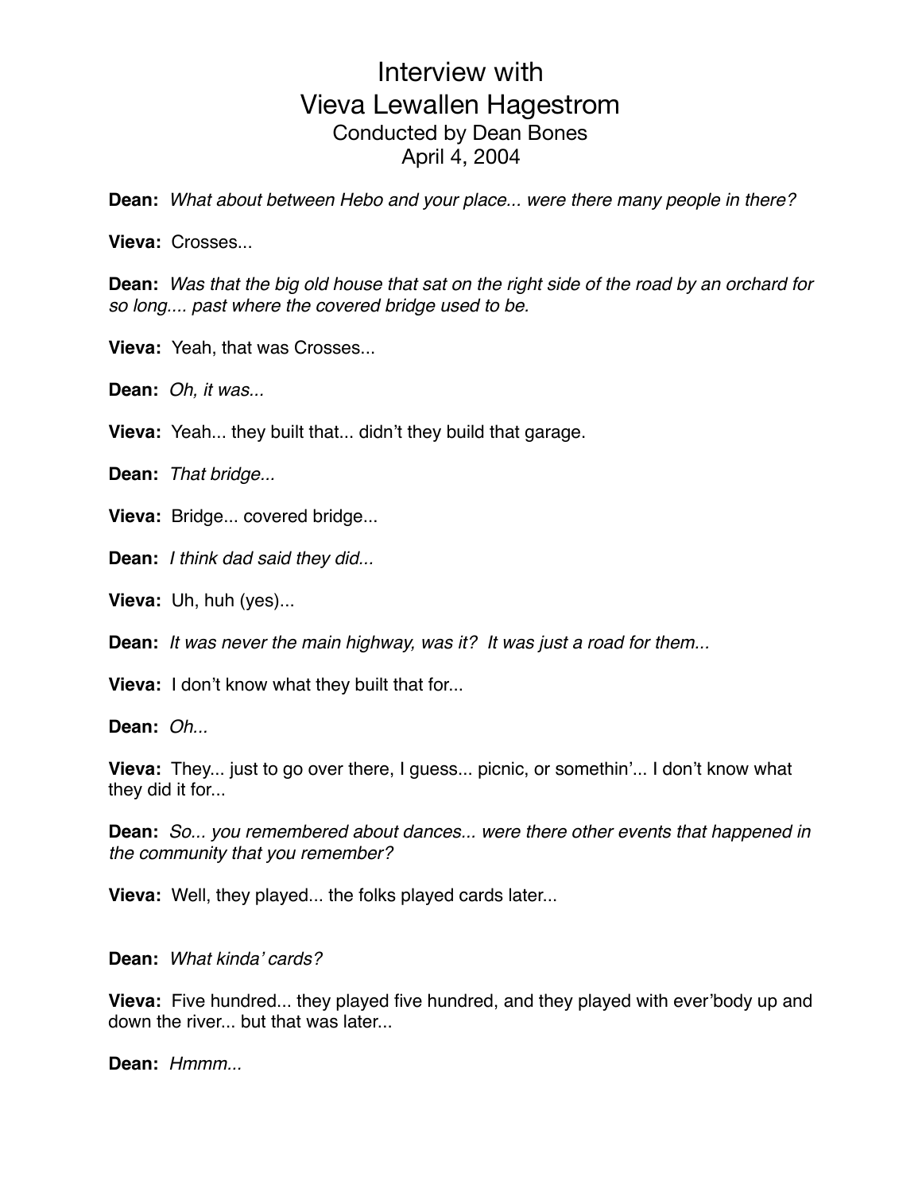# Interview with
# Vieva Lewallen Hagestrom

Conducted by Dean Bones
April 4, 2004

**Dean:** *What about between Hebo and your place... were there many people in there?*

**Vieva:** Crosses...

**Dean:** *Was that the big old house that sat on the right side of the road by an orchard for so long.... past where the covered bridge used to be.*

**Vieva:** Yeah, that was Crosses...

**Dean:** *Oh, it was...*

**Vieva:** Yeah... they built that... didn't they build that garage.

**Dean:** *That bridge...*

**Vieva:** Bridge... covered bridge...

**Dean:** *I think dad said they did...*

**Vieva:** Uh, huh (yes)...

**Dean:** *It was never the main highway, was it? It was just a road for them...*

**Vieva:** I don't know what they built that for...

**Dean:** *Oh...*

**Vieva:** They... just to go over there, I guess... picnic, or somethin'... I don't know what they did it for...

**Dean:** *So... you remembered about dances... were there other events that happened in the community that you remember?*

**Vieva:** Well, they played... the folks played cards later...

**Dean:** *What kinda' cards?*

**Vieva:** Five hundred... they played five hundred, and they played with ever'body up and down the river... but that was later...

**Dean:** *Hmmm...*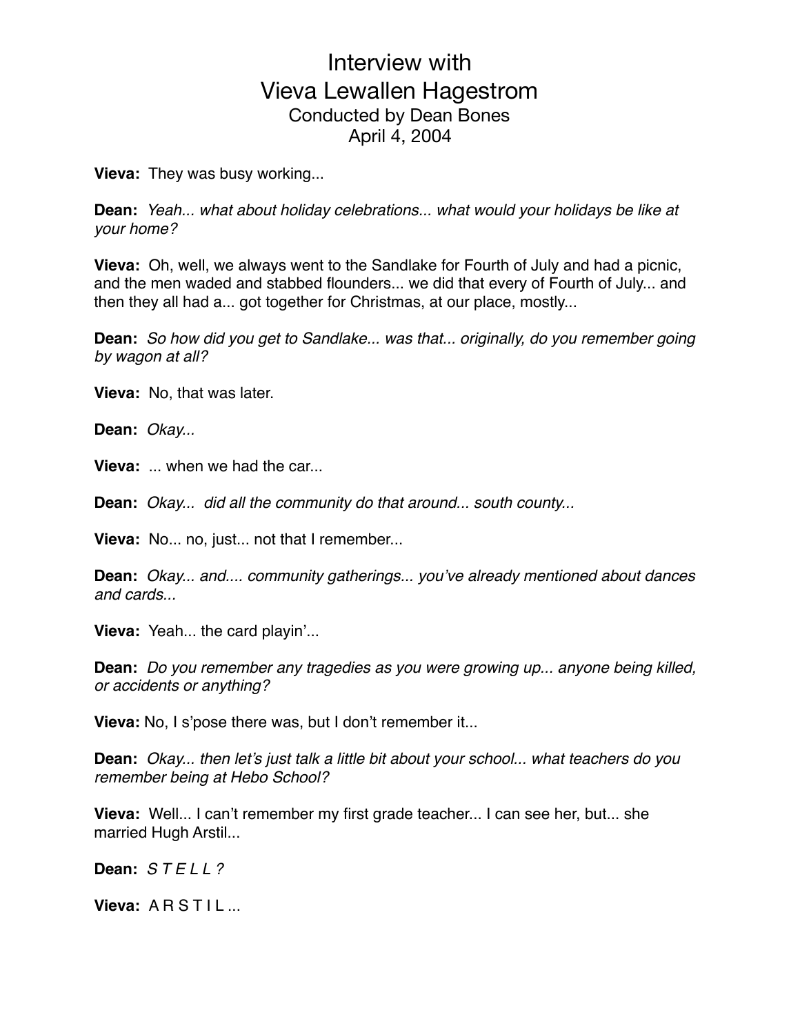# Interview with Vieva Lewallen Hagestrom

Conducted by Dean Bones
April 4, 2004

**Vieva:** They was busy working...

**Dean:** *Yeah... what about holiday celebrations... what would your holidays be like at your home?*

**Vieva:** Oh, well, we always went to the Sandlake for Fourth of July and had a picnic, and the men waded and stabbed flounders... we did that every of Fourth of July... and then they all had a... got together for Christmas, at our place, mostly...

**Dean:** *So how did you get to Sandlake... was that... originally, do you remember going by wagon at all?*

**Vieva:** No, that was later.

**Dean:** *Okay...*

**Vieva:** ... when we had the car...

**Dean:** *Okay... did all the community do that around... south county...*

**Vieva:** No... no, just... not that I remember...

**Dean:** *Okay... and.... community gatherings... you've already mentioned about dances and cards...*

**Vieva:** Yeah... the card playin'...

**Dean:** *Do you remember any tragedies as you were growing up... anyone being killed, or accidents or anything?*

**Vieva:** No, I s'pose there was, but I don't remember it...

**Dean:** *Okay... then let's just talk a little bit about your school... what teachers do you remember being at Hebo School?*

**Vieva:** Well... I can't remember my first grade teacher... I can see her, but... she married Hugh Arstil...

**Dean:** *S T E L L ?*

**Vieva:** A R S T I L ...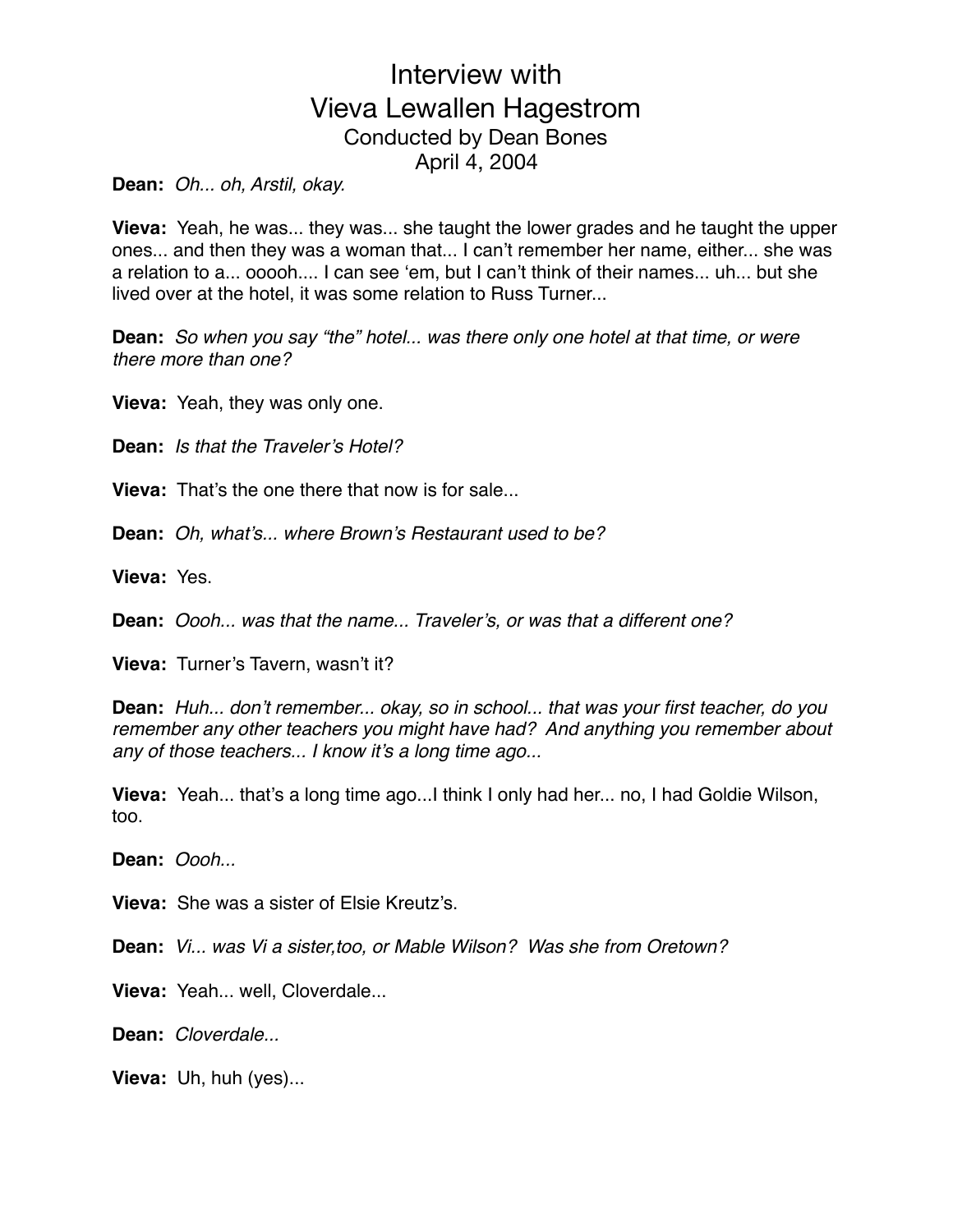**Dean:** *Oh... oh, Arstil, okay.*

**Vieva:** Yeah, he was... they was... she taught the lower grades and he taught the upper ones... and then they was a woman that... I can't remember her name, either... she was a relation to a... ooooh.... I can see 'em, but I can't think of their names... uh... but she lived over at the hotel, it was some relation to Russ Turner...

**Dean:** *So when you say "the" hotel... was there only one hotel at that time, or were there more than one?*

**Vieva:** Yeah, they was only one.

**Dean:** *Is that the Traveler's Hotel?*

**Vieva:** That's the one there that now is for sale...

**Dean:** *Oh, what's... where Brown's Restaurant used to be?*

**Vieva:** Yes.

**Dean:** *Oooh... was that the name... Traveler's, or was that a different one?*

**Vieva:** Turner's Tavern, wasn't it?

**Dean:** *Huh... don't remember... okay, so in school... that was your first teacher, do you remember any other teachers you might have had? And anything you remember about any of those teachers... I know it's a long time ago...*

**Vieva:** Yeah... that's a long time ago...I think I only had her... no, I had Goldie Wilson, too.

**Dean:** *Oooh...*

**Vieva:** She was a sister of Elsie Kreutz's.

**Dean:** *Vi... was Vi a sister,too, or Mable Wilson? Was she from Oretown?*

**Vieva:** Yeah... well, Cloverdale...

**Dean:** *Cloverdale...*

**Vieva:** Uh, huh (yes)...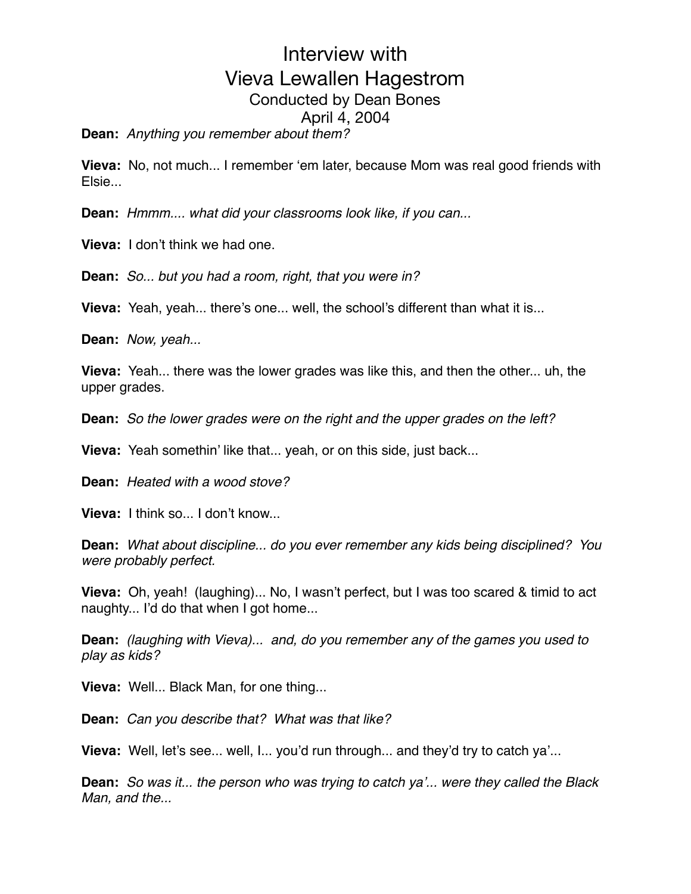# Interview with
# Vieva Lewallen Hagestrom
### Conducted by Dean Bones
### April 4, 2004

**Dean:** *Anything you remember about them?*

**Vieva:** No, not much... I remember 'em later, because Mom was real good friends with Elsie...

**Dean:** *Hmmm.... what did your classrooms look like, if you can...*

**Vieva:** I don't think we had one.

**Dean:** *So... but you had a room, right, that you were in?*

**Vieva:** Yeah, yeah... there's one... well, the school's different than what it is...

**Dean:** *Now, yeah...*

**Vieva:** Yeah... there was the lower grades was like this, and then the other... uh, the upper grades.

**Dean:** *So the lower grades were on the right and the upper grades on the left?*

**Vieva:** Yeah somethin' like that... yeah, or on this side, just back...

**Dean:** *Heated with a wood stove?*

**Vieva:** I think so... I don't know...

**Dean:** *What about discipline... do you ever remember any kids being disciplined? You were probably perfect.*

**Vieva:** Oh, yeah! (laughing)... No, I wasn't perfect, but I was too scared & timid to act naughty... I'd do that when I got home...

**Dean:** *(laughing with Vieva)... and, do you remember any of the games you used to play as kids?*

**Vieva:** Well... Black Man, for one thing...

**Dean:** *Can you describe that? What was that like?*

**Vieva:** Well, let's see... well, I... you'd run through... and they'd try to catch ya'...

**Dean:** *So was it... the person who was trying to catch ya'... were they called the Black Man, and the...*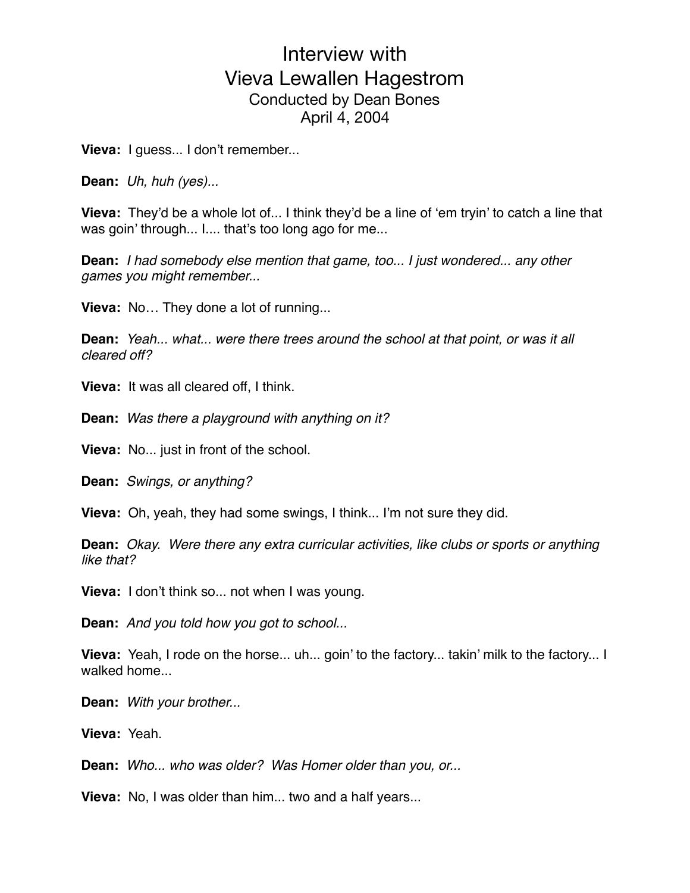# Interview with Vieva Lewallen Hagestrom

Conducted by Dean Bones
April 4, 2004

**Vieva:** I guess... I don't remember...

**Dean:** *Uh, huh (yes)...*

**Vieva:** They'd be a whole lot of... I think they'd be a line of 'em tryin' to catch a line that was goin' through... I.... that's too long ago for me...

**Dean:** *I had somebody else mention that game, too... I just wondered... any other games you might remember...*

**Vieva:** No… They done a lot of running...

**Dean:** *Yeah... what... were there trees around the school at that point, or was it all cleared off?*

**Vieva:** It was all cleared off, I think.

**Dean:** *Was there a playground with anything on it?*

**Vieva:** No... just in front of the school.

**Dean:** *Swings, or anything?*

**Vieva:** Oh, yeah, they had some swings, I think... I'm not sure they did.

**Dean:** *Okay. Were there any extra curricular activities, like clubs or sports or anything like that?*

**Vieva:** I don't think so... not when I was young.

**Dean:** *And you told how you got to school...*

**Vieva:** Yeah, I rode on the horse... uh... goin' to the factory... takin' milk to the factory... I walked home...

**Dean:** *With your brother...*

**Vieva:** Yeah.

**Dean:** *Who... who was older? Was Homer older than you, or...*

**Vieva:** No, I was older than him... two and a half years...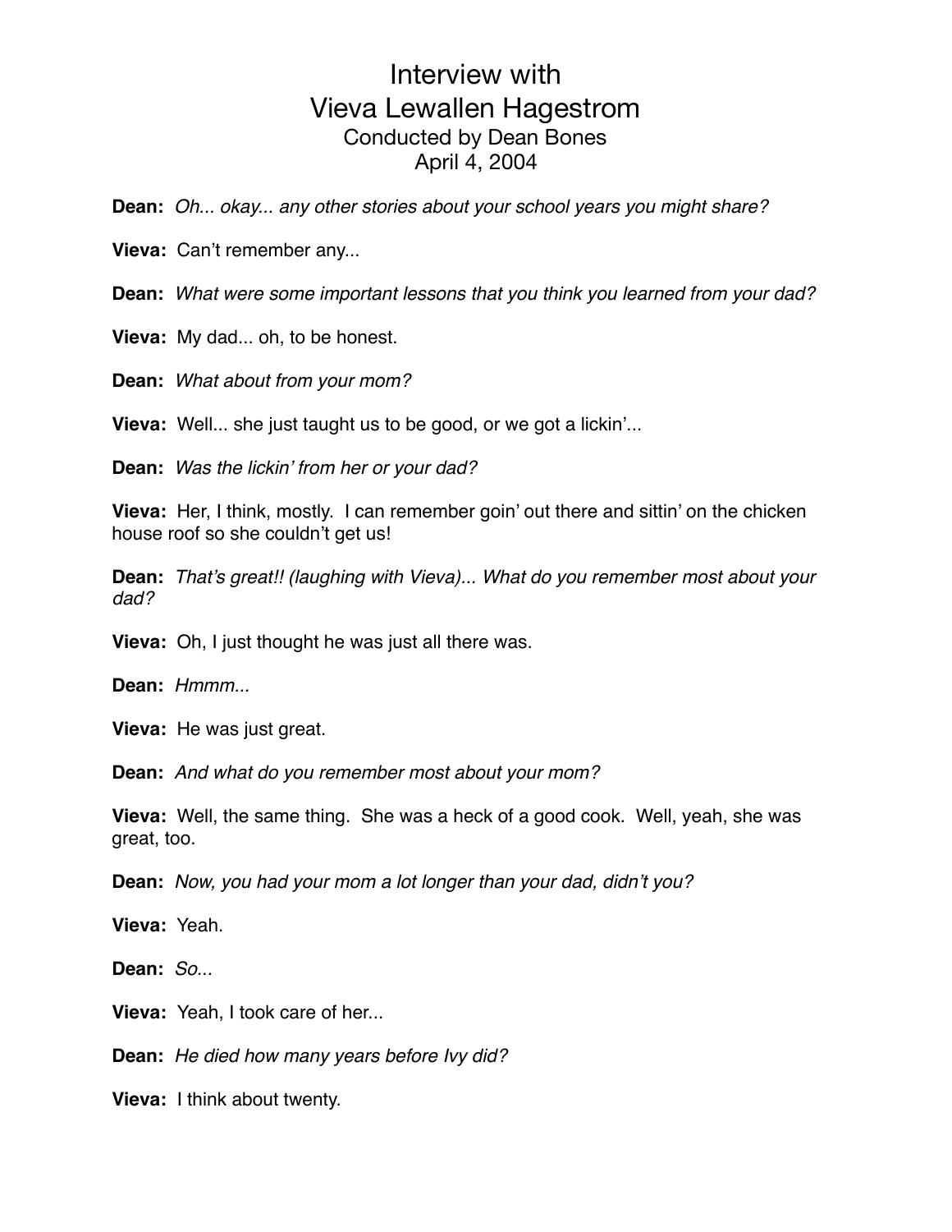# Interview with Vieva Lewallen Hagestrom

Conducted by Dean Bones
April 4, 2004

**Dean:** *Oh... okay... any other stories about your school years you might share?*

**Vieva:** Can't remember any...

**Dean:** *What were some important lessons that you think you learned from your dad?*

**Vieva:** My dad... oh, to be honest.

**Dean:** *What about from your mom?*

**Vieva:** Well... she just taught us to be good, or we got a lickin'...

**Dean:** *Was the lickin' from her or your dad?*

**Vieva:** Her, I think, mostly. I can remember goin' out there and sittin' on the chicken house roof so she couldn't get us!

**Dean:** *That's great!! (laughing with Vieva)... What do you remember most about your dad?*

**Vieva:** Oh, I just thought he was just all there was.

**Dean:** *Hmmm...*

**Vieva:** He was just great.

**Dean:** *And what do you remember most about your mom?*

**Vieva:** Well, the same thing. She was a heck of a good cook. Well, yeah, she was great, too.

**Dean:** *Now, you had your mom a lot longer than your dad, didn't you?*

**Vieva:** Yeah.

**Dean:** *So...*

**Vieva:** Yeah, I took care of her...

**Dean:** *He died how many years before Ivy did?*

**Vieva:** I think about twenty.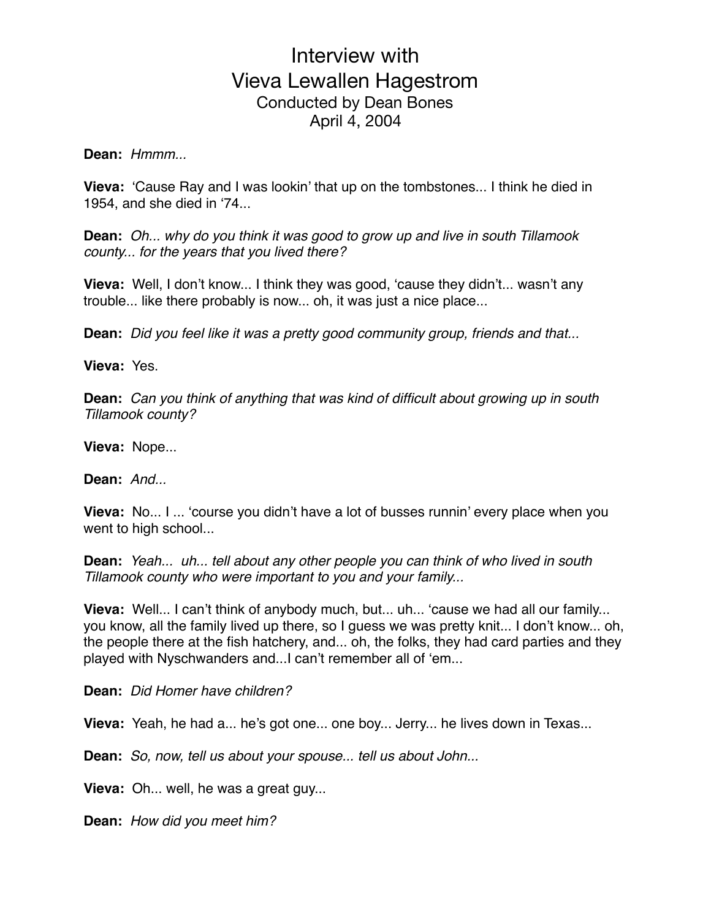# Interview with Vieva Lewallen Hagestrom

Conducted by Dean Bones
April 4, 2004

**Dean:** *Hmmm...*

**Vieva:** 'Cause Ray and I was lookin' that up on the tombstones... I think he died in 1954, and she died in '74...

**Dean:** *Oh... why do you think it was good to grow up and live in south Tillamook county... for the years that you lived there?*

**Vieva:** Well, I don't know... I think they was good, 'cause they didn't... wasn't any trouble... like there probably is now... oh, it was just a nice place...

**Dean:** *Did you feel like it was a pretty good community group, friends and that...*

**Vieva:** Yes.

**Dean:** *Can you think of anything that was kind of difficult about growing up in south Tillamook county?*

**Vieva:** Nope...

**Dean:** *And...*

**Vieva:** No... I ... 'course you didn't have a lot of busses runnin' every place when you went to high school...

**Dean:** *Yeah... uh... tell about any other people you can think of who lived in south Tillamook county who were important to you and your family...*

**Vieva:** Well... I can't think of anybody much, but... uh... 'cause we had all our family... you know, all the family lived up there, so I guess we was pretty knit... I don't know... oh, the people there at the fish hatchery, and... oh, the folks, they had card parties and they played with Nyschwanders and...I can't remember all of 'em...

**Dean:** *Did Homer have children?*

**Vieva:** Yeah, he had a... he's got one... one boy... Jerry... he lives down in Texas...

**Dean:** *So, now, tell us about your spouse... tell us about John...*

**Vieva:** Oh... well, he was a great guy...

**Dean:** *How did you meet him?*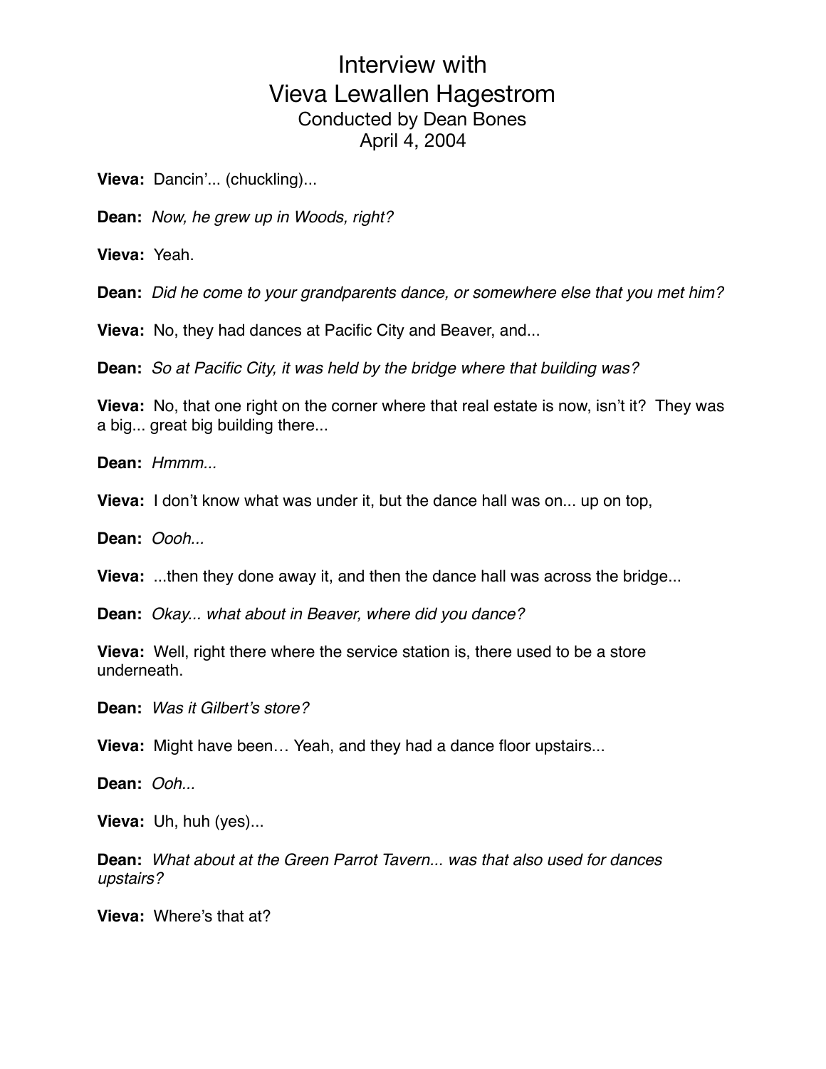# Interview with Vieva Lewallen Hagestrom

Conducted by Dean Bones
April 4, 2004

**Vieva:** Dancin'... (chuckling)...

**Dean:** *Now, he grew up in Woods, right?*

**Vieva:** Yeah.

**Dean:** *Did he come to your grandparents dance, or somewhere else that you met him?*

**Vieva:** No, they had dances at Pacific City and Beaver, and...

**Dean:** *So at Pacific City, it was held by the bridge where that building was?*

**Vieva:** No, that one right on the corner where that real estate is now, isn't it? They was a big... great big building there...

**Dean:** *Hmmm...*

**Vieva:** I don't know what was under it, but the dance hall was on... up on top,

**Dean:** *Oooh...*

**Vieva:** ...then they done away it, and then the dance hall was across the bridge...

**Dean:** *Okay... what about in Beaver, where did you dance?*

**Vieva:** Well, right there where the service station is, there used to be a store underneath.

**Dean:** *Was it Gilbert's store?*

**Vieva:** Might have been… Yeah, and they had a dance floor upstairs...

**Dean:** *Ooh...*

**Vieva:** Uh, huh (yes)...

**Dean:** *What about at the Green Parrot Tavern... was that also used for dances upstairs?*

**Vieva:** Where's that at?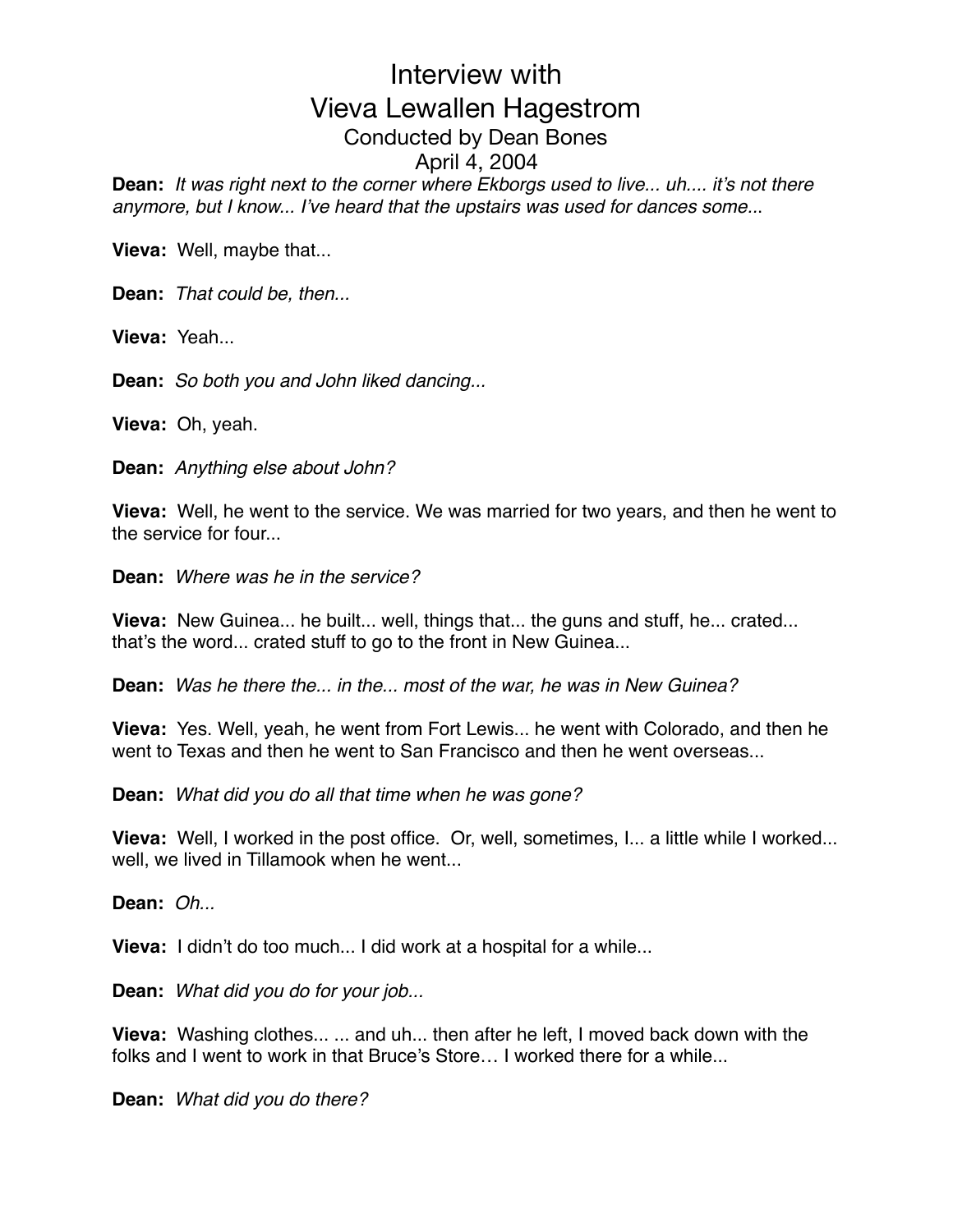# Interview with Vieva Lewallen Hagestrom

Conducted by Dean Bones

April 4, 2004

**Dean:** *It was right next to the corner where Ekborgs used to live... uh.... it's not there anymore, but I know... I've heard that the upstairs was used for dances some...*

**Vieva:** Well, maybe that...

**Dean:** *That could be, then...*

**Vieva:** Yeah...

**Dean:** *So both you and John liked dancing...*

**Vieva:** Oh, yeah.

**Dean:** *Anything else about John?*

**Vieva:** Well, he went to the service. We was married for two years, and then he went to the service for four...

**Dean:** *Where was he in the service?*

**Vieva:** New Guinea... he built... well, things that... the guns and stuff, he... crated... that's the word... crated stuff to go to the front in New Guinea...

**Dean:** *Was he there the... in the... most of the war, he was in New Guinea?*

**Vieva:** Yes. Well, yeah, he went from Fort Lewis... he went with Colorado, and then he went to Texas and then he went to San Francisco and then he went overseas...

**Dean:** *What did you do all that time when he was gone?*

**Vieva:** Well, I worked in the post office. Or, well, sometimes, I... a little while I worked... well, we lived in Tillamook when he went...

**Dean:** *Oh...*

**Vieva:** I didn't do too much... I did work at a hospital for a while...

**Dean:** *What did you do for your job...*

**Vieva:** Washing clothes... ... and uh... then after he left, I moved back down with the folks and I went to work in that Bruce's Store… I worked there for a while...

**Dean:** *What did you do there?*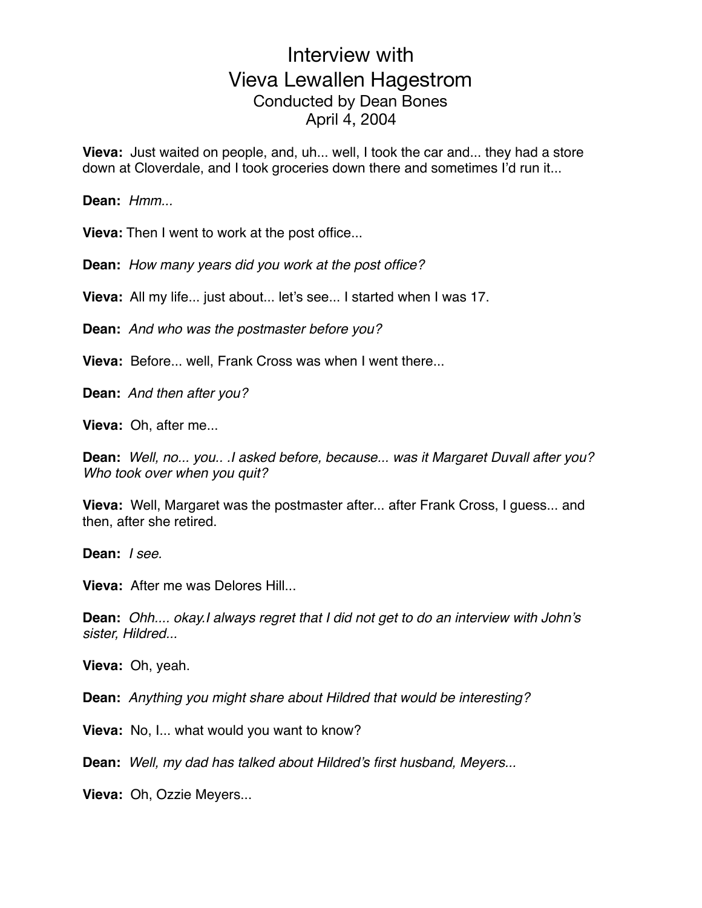# Interview with Vieva Lewallen Hagestrom

Conducted by Dean Bones
April 4, 2004

**Vieva:** Just waited on people, and, uh... well, I took the car and... they had a store down at Cloverdale, and I took groceries down there and sometimes I'd run it...

**Dean:** *Hmm...*

**Vieva:** Then I went to work at the post office...

**Dean:** *How many years did you work at the post office?*

**Vieva:** All my life... just about... let's see... I started when I was 17.

**Dean:** *And who was the postmaster before you?*

**Vieva:** Before... well, Frank Cross was when I went there...

**Dean:** *And then after you?*

**Vieva:** Oh, after me...

**Dean:** *Well, no... you.. .I asked before, because... was it Margaret Duvall after you? Who took over when you quit?*

**Vieva:** Well, Margaret was the postmaster after... after Frank Cross, I guess... and then, after she retired.

**Dean:** *I see.*

**Vieva:** After me was Delores Hill...

**Dean:** *Ohh.... okay.I always regret that I did not get to do an interview with John's sister, Hildred...*

**Vieva:** Oh, yeah.

**Dean:** *Anything you might share about Hildred that would be interesting?*

**Vieva:** No, I... what would you want to know?

**Dean:** *Well, my dad has talked about Hildred's first husband, Meyers...*

**Vieva:** Oh, Ozzie Meyers...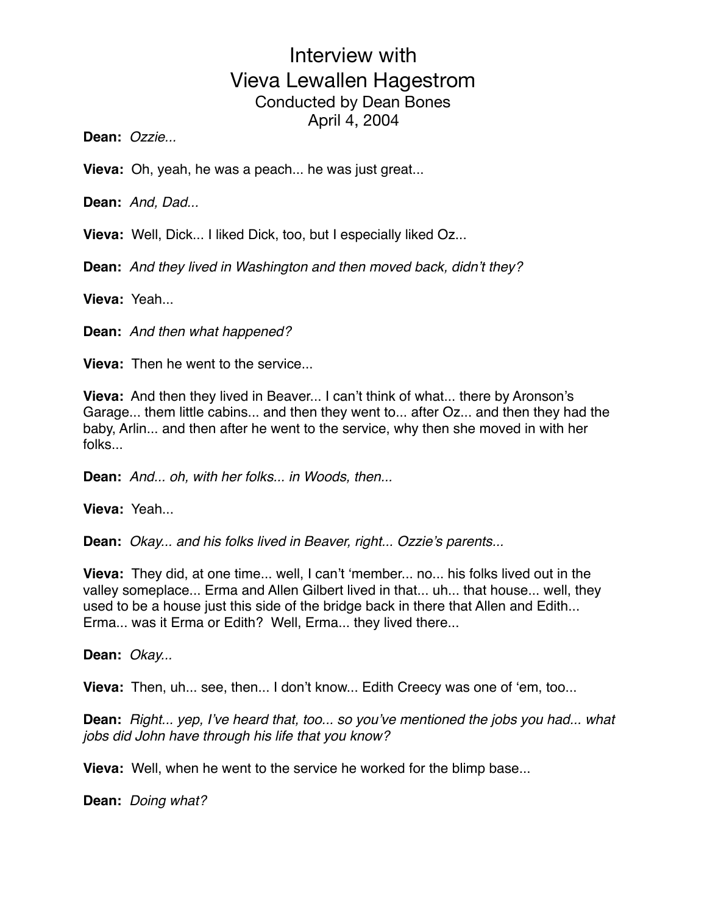# Interview with Vieva Lewallen Hagestrom

Conducted by Dean Bones
April 4, 2004

**Dean:** *Ozzie...*

**Vieva:** Oh, yeah, he was a peach... he was just great...

**Dean:** *And, Dad...*

**Vieva:** Well, Dick... I liked Dick, too, but I especially liked Oz...

**Dean:** *And they lived in Washington and then moved back, didn't they?*

**Vieva:** Yeah...

**Dean:** *And then what happened?*

**Vieva:** Then he went to the service...

**Vieva:** And then they lived in Beaver... I can't think of what... there by Aronson's Garage... them little cabins... and then they went to... after Oz... and then they had the baby, Arlin... and then after he went to the service, why then she moved in with her folks...

**Dean:** *And... oh, with her folks... in Woods, then...*

**Vieva:** Yeah...

**Dean:** *Okay... and his folks lived in Beaver, right... Ozzie's parents...*

**Vieva:** They did, at one time... well, I can't 'member... no... his folks lived out in the valley someplace... Erma and Allen Gilbert lived in that... uh... that house... well, they used to be a house just this side of the bridge back in there that Allen and Edith... Erma... was it Erma or Edith? Well, Erma... they lived there...

**Dean:** *Okay...*

**Vieva:** Then, uh... see, then... I don't know... Edith Creecy was one of 'em, too...

**Dean:** *Right... yep, I've heard that, too... so you've mentioned the jobs you had... what jobs did John have through his life that you know?*

**Vieva:** Well, when he went to the service he worked for the blimp base...

**Dean:** *Doing what?*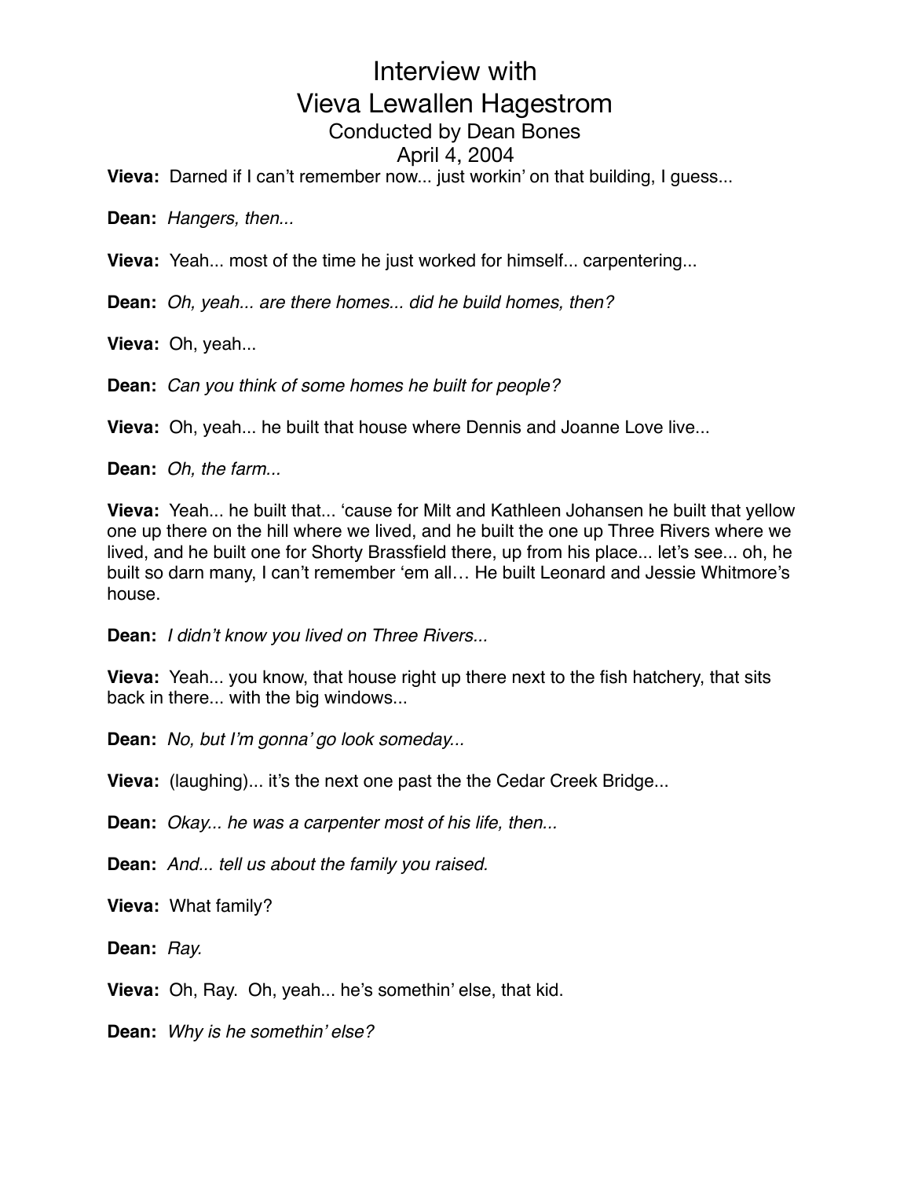# Interview with Vieva Lewallen Hagestrom

Conducted by Dean Bones

April 4, 2004

**Vieva:** Darned if I can't remember now... just workin' on that building, I guess...

**Dean:** *Hangers, then...*

**Vieva:** Yeah... most of the time he just worked for himself... carpentering...

**Dean:** *Oh, yeah... are there homes... did he build homes, then?*

**Vieva:** Oh, yeah...

**Dean:** *Can you think of some homes he built for people?*

**Vieva:** Oh, yeah... he built that house where Dennis and Joanne Love live...

**Dean:** *Oh, the farm...*

**Vieva:** Yeah... he built that... 'cause for Milt and Kathleen Johansen he built that yellow one up there on the hill where we lived, and he built the one up Three Rivers where we lived, and he built one for Shorty Brassfield there, up from his place... let's see... oh, he built so darn many, I can't remember 'em all… He built Leonard and Jessie Whitmore's house.

**Dean:** *I didn't know you lived on Three Rivers...*

**Vieva:** Yeah... you know, that house right up there next to the fish hatchery, that sits back in there... with the big windows...

**Dean:** *No, but I'm gonna' go look someday...*

**Vieva:** (laughing)... it's the next one past the the Cedar Creek Bridge...

**Dean:** *Okay... he was a carpenter most of his life, then...*

**Dean:** *And... tell us about the family you raised.*

**Vieva:** What family?

**Dean:** *Ray.*

**Vieva:** Oh, Ray. Oh, yeah... he's somethin' else, that kid.

**Dean:** *Why is he somethin' else?*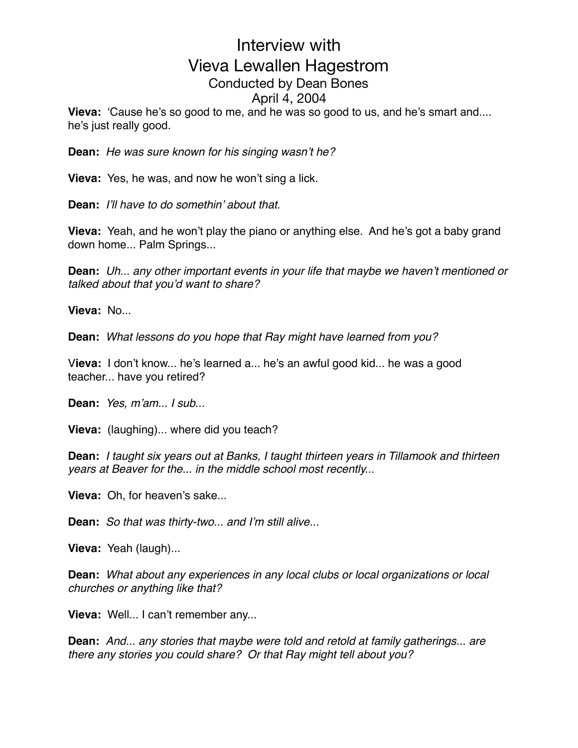# Interview with Vieva Lewallen Hagestrom

Conducted by Dean Bones

April 4, 2004

**Vieva:** 'Cause he's so good to me, and he was so good to us, and he's smart and.... he's just really good.

**Dean:** *He was sure known for his singing wasn't he?*

**Vieva:** Yes, he was, and now he won't sing a lick.

**Dean:** *I'll have to do somethin' about that.*

**Vieva:** Yeah, and he won't play the piano or anything else. And he's got a baby grand down home... Palm Springs...

**Dean:** *Uh... any other important events in your life that maybe we haven't mentioned or talked about that you'd want to share?*

**Vieva:** No...

**Dean:** *What lessons do you hope that Ray might have learned from you?*

V**ieva:** I don't know... he's learned a... he's an awful good kid... he was a good teacher... have you retired?

**Dean:** *Yes, m'am... I sub...*

**Vieva:** (laughing)... where did you teach?

**Dean:** *I taught six years out at Banks, I taught thirteen years in Tillamook and thirteen years at Beaver for the... in the middle school most recently...*

**Vieva:** Oh, for heaven's sake...

**Dean:** *So that was thirty-two... and I'm still alive...*

**Vieva:** Yeah (laugh)...

**Dean:** *What about any experiences in any local clubs or local organizations or local churches or anything like that?*

**Vieva:** Well... I can't remember any...

**Dean:** *And... any stories that maybe were told and retold at family gatherings... are there any stories you could share? Or that Ray might tell about you?*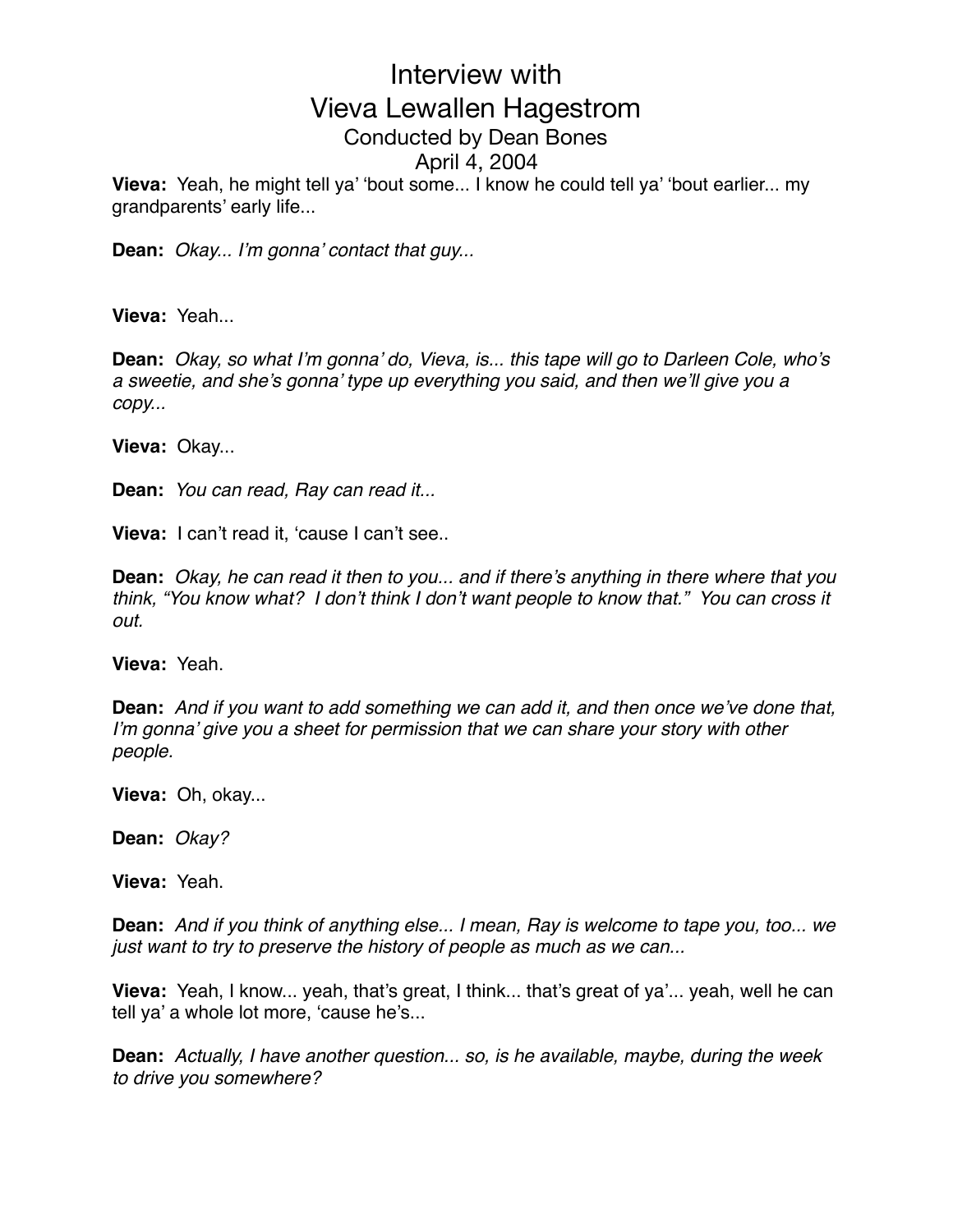# Interview with Vieva Lewallen Hagestrom

Conducted by Dean Bones

April 4, 2004

**Vieva:** Yeah, he might tell ya' 'bout some... I know he could tell ya' 'bout earlier... my grandparents' early life...

**Dean:** *Okay... I'm gonna' contact that guy...*

**Vieva:** Yeah...

**Dean:** *Okay, so what I'm gonna' do, Vieva, is... this tape will go to Darleen Cole, who's a sweetie, and she's gonna' type up everything you said, and then we'll give you a copy...*

**Vieva:** Okay...

**Dean:** *You can read, Ray can read it...*

**Vieva:** I can't read it, 'cause I can't see..

**Dean:** *Okay, he can read it then to you... and if there's anything in there where that you think, "You know what? I don't think I don't want people to know that." You can cross it out.*

**Vieva:** Yeah.

**Dean:** *And if you want to add something we can add it, and then once we've done that, I'm gonna' give you a sheet for permission that we can share your story with other people.*

**Vieva:** Oh, okay...

**Dean:** *Okay?*

**Vieva:** Yeah.

**Dean:** *And if you think of anything else... I mean, Ray is welcome to tape you, too... we just want to try to preserve the history of people as much as we can...*

**Vieva:** Yeah, I know... yeah, that's great, I think... that's great of ya'... yeah, well he can tell ya' a whole lot more, 'cause he's...

**Dean:** *Actually, I have another question... so, is he available, maybe, during the week to drive you somewhere?*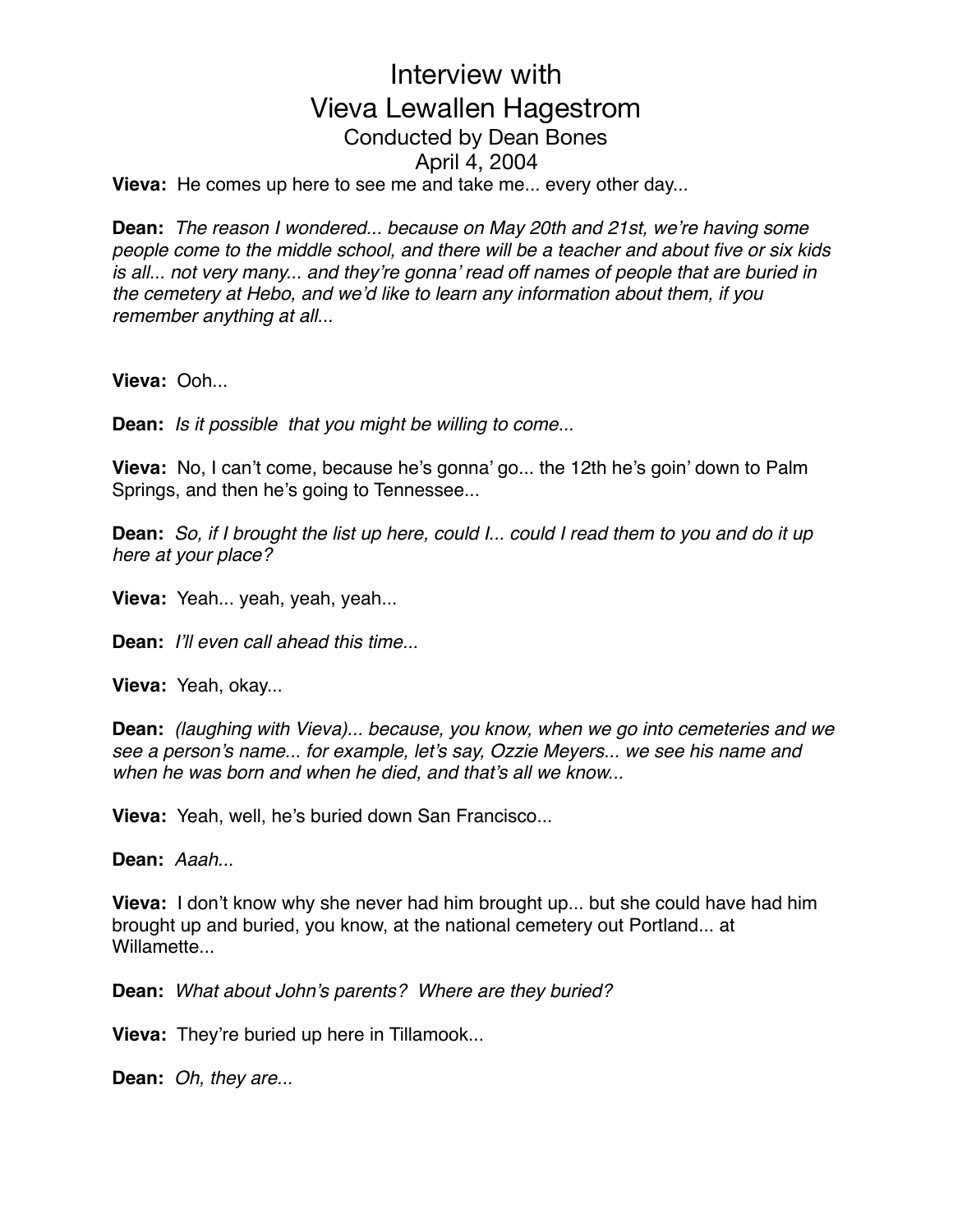# Interview with Vieva Lewallen Hagestrom

Conducted by Dean Bones

April 4, 2004

**Vieva:** He comes up here to see me and take me... every other day...

**Dean:** *The reason I wondered... because on May 20th and 21st, we're having some people come to the middle school, and there will be a teacher and about five or six kids is all... not very many... and they're gonna' read off names of people that are buried in the cemetery at Hebo, and we'd like to learn any information about them, if you remember anything at all...*

**Vieva:** Ooh...

**Dean:** *Is it possible that you might be willing to come...*

**Vieva:** No, I can't come, because he's gonna' go... the 12th he's goin' down to Palm Springs, and then he's going to Tennessee...

**Dean:** *So, if I brought the list up here, could I... could I read them to you and do it up here at your place?*

**Vieva:** Yeah... yeah, yeah, yeah...

**Dean:** *I'll even call ahead this time...*

**Vieva:** Yeah, okay...

**Dean:** *(laughing with Vieva)... because, you know, when we go into cemeteries and we see a person's name... for example, let's say, Ozzie Meyers... we see his name and when he was born and when he died, and that's all we know...*

**Vieva:** Yeah, well, he's buried down San Francisco...

**Dean:** *Aaah...*

**Vieva:** I don't know why she never had him brought up... but she could have had him brought up and buried, you know, at the national cemetery out Portland... at Willamette...

**Dean:** *What about John's parents? Where are they buried?*

**Vieva:** They're buried up here in Tillamook...

**Dean:** *Oh, they are...*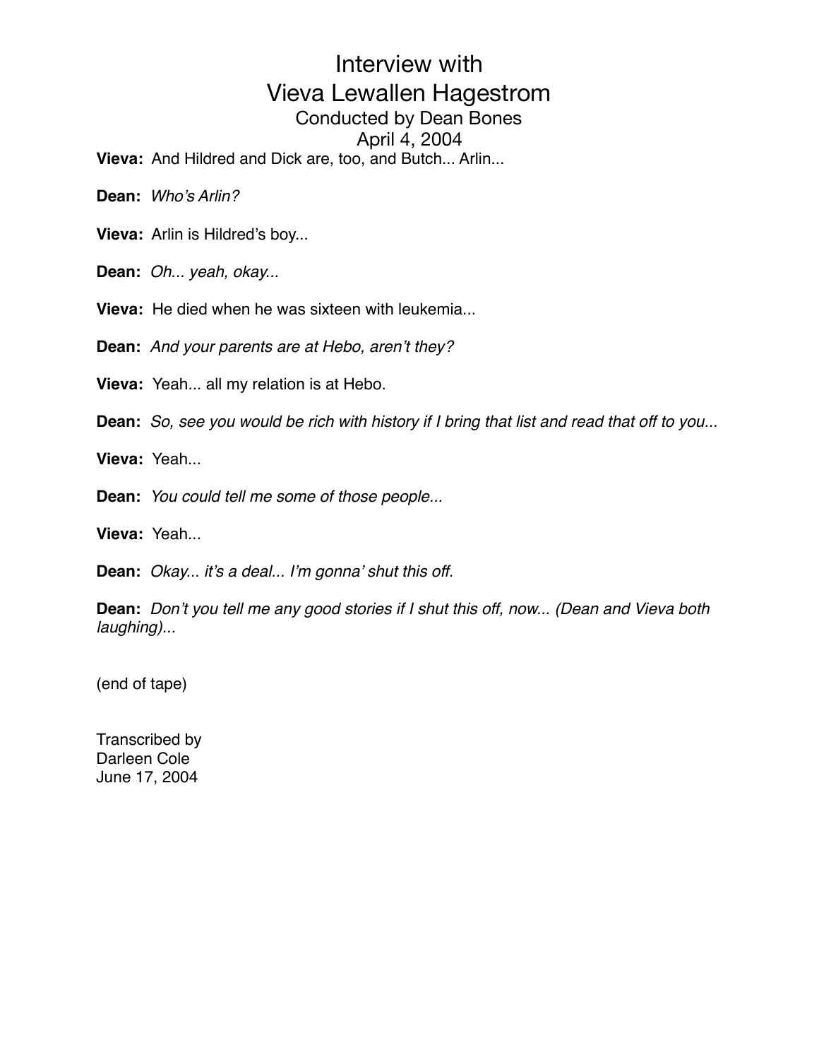# Interview with
# Vieva Lewallen Hagestrom

Conducted by Dean Bones
April 4, 2004

**Vieva:** And Hildred and Dick are, too, and Butch... Arlin...

**Dean:** *Who's Arlin?*

**Vieva:** Arlin is Hildred's boy...

**Dean:** *Oh... yeah, okay...*

**Vieva:** He died when he was sixteen with leukemia...

**Dean:** *And your parents are at Hebo, aren't they?*

**Vieva:** Yeah... all my relation is at Hebo.

**Dean:** *So, see you would be rich with history if I bring that list and read that off to you...*

**Vieva:** Yeah...

**Dean:** *You could tell me some of those people...*

**Vieva:** Yeah...

**Dean:** *Okay... it's a deal... I'm gonna' shut this off.*

**Dean:** *Don't you tell me any good stories if I shut this off, now... (Dean and Vieva both laughing)...*

(end of tape)

Transcribed by
Darleen Cole
June 17, 2004